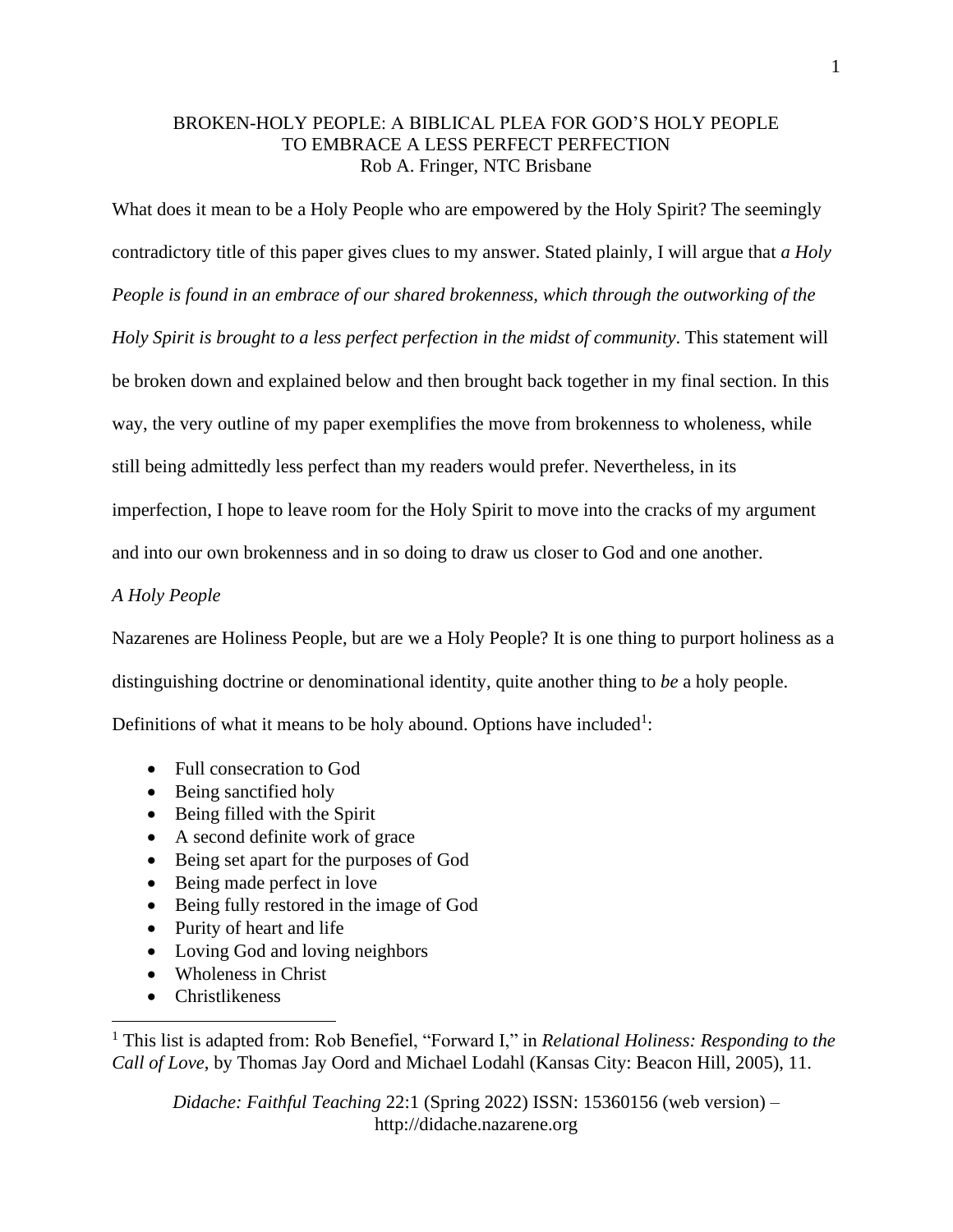# BROKEN-HOLY PEOPLE: A BIBLICAL PLEA FOR GOD'S HOLY PEOPLE TO EMBRACE A LESS PERFECT PERFECTION

Rob A. Fringer, NTC Brisbane

What does it mean to be a Holy People who are empowered by the Holy Spirit? The seemingly contradictory title of this paper gives clues to my answer. Stated plainly, I will argue that *a Holy People is found in an embrace of our shared brokenness, which through the outworking of the Holy Spirit is brought to a less perfect perfection in the midst of community*. This statement will be broken down and explained below and then brought back together in my final section. In this way, the very outline of my paper exemplifies the move from brokenness to wholeness, while still being admittedly less perfect than my readers would prefer. Nevertheless, in its imperfection, I hope to leave room for the Holy Spirit to move into the cracks of my argument and into our own brokenness and in so doing to draw us closer to God and one another.

## *A Holy People*

Nazarenes are Holiness People, but are we a Holy People? It is one thing to purport holiness as a distinguishing doctrine or denominational identity, quite another thing to *be* a holy people. Definitions of what it means to be holy abound. Options have included[1]:

- Full consecration to God
- Being sanctified holy
- Being filled with the Spirit
- A second definite work of grace
- Being set apart for the purposes of God
- Being made perfect in love
- Being fully restored in the image of God
- Purity of heart and life
- Loving God and loving neighbors
- Wholeness in Christ
- Christlikeness

---

[1] This list is adapted from: Rob Benefiel, "Forward I," in *Relational Holiness: Responding to the Call of Love*, by Thomas Jay Oord and Michael Lodahl (Kansas City: Beacon Hill, 2005), 11.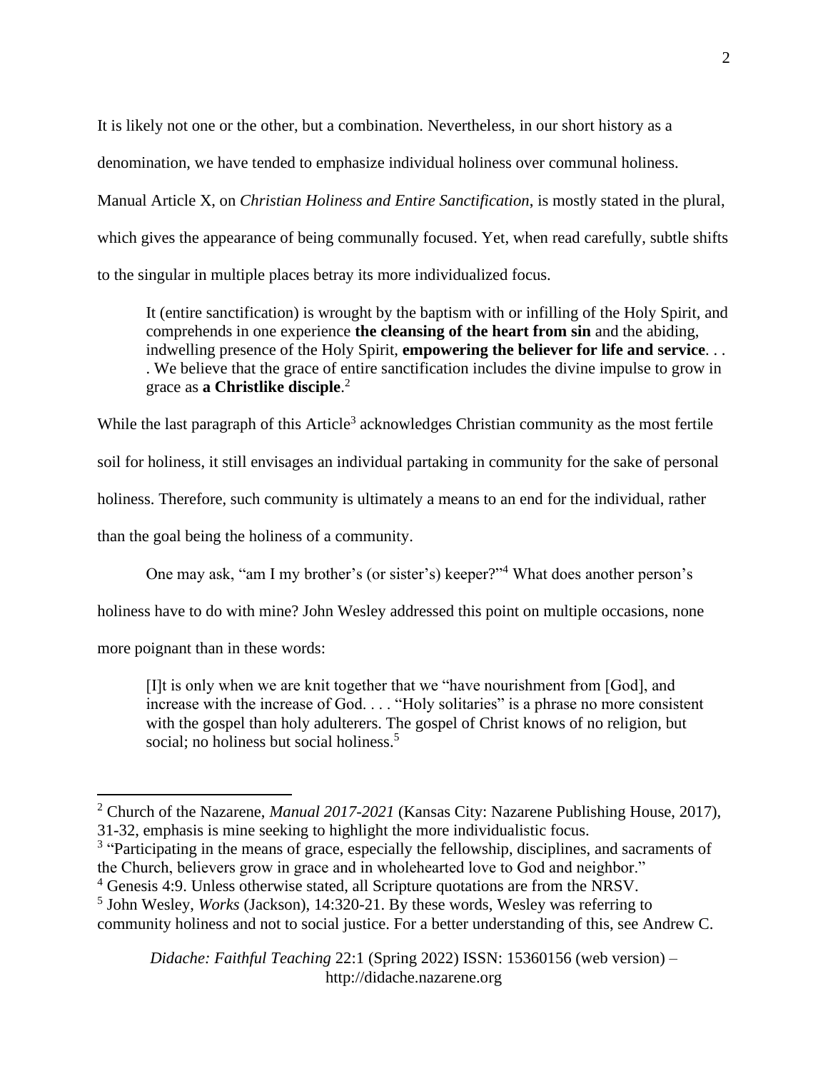It is likely not one or the other, but a combination. Nevertheless, in our short history as a denomination, we have tended to emphasize individual holiness over communal holiness. Manual Article X, on *Christian Holiness and Entire Sanctification*, is mostly stated in the plural, which gives the appearance of being communally focused. Yet, when read carefully, subtle shifts to the singular in multiple places betray its more individualized focus.

> It (entire sanctification) is wrought by the baptism with or infilling of the Holy Spirit, and comprehends in one experience **the cleansing of the heart from sin** and the abiding, indwelling presence of the Holy Spirit, **empowering the believer for life and service**. . . . We believe that the grace of entire sanctification includes the divine impulse to grow in grace as **a Christlike disciple**.[2]

While the last paragraph of this Article[3] acknowledges Christian community as the most fertile soil for holiness, it still envisages an individual partaking in community for the sake of personal holiness. Therefore, such community is ultimately a means to an end for the individual, rather than the goal being the holiness of a community.

One may ask, "am I my brother's (or sister's) keeper?"[4] What does another person's holiness have to do with mine? John Wesley addressed this point on multiple occasions, none more poignant than in these words:

> [I]t is only when we are knit together that we "have nourishment from [God], and increase with the increase of God. . . . "Holy solitaries" is a phrase no more consistent with the gospel than holy adulterers. The gospel of Christ knows of no religion, but social; no holiness but social holiness.[5]

---

[2] Church of the Nazarene, *Manual 2017-2021* (Kansas City: Nazarene Publishing House, 2017), 31-32, emphasis is mine seeking to highlight the more individualistic focus.

[3] "Participating in the means of grace, especially the fellowship, disciplines, and sacraments of the Church, believers grow in grace and in wholehearted love to God and neighbor."

[4] Genesis 4:9. Unless otherwise stated, all Scripture quotations are from the NRSV.

[5] John Wesley, *Works* (Jackson), 14:320-21. By these words, Wesley was referring to community holiness and not to social justice. For a better understanding of this, see Andrew C.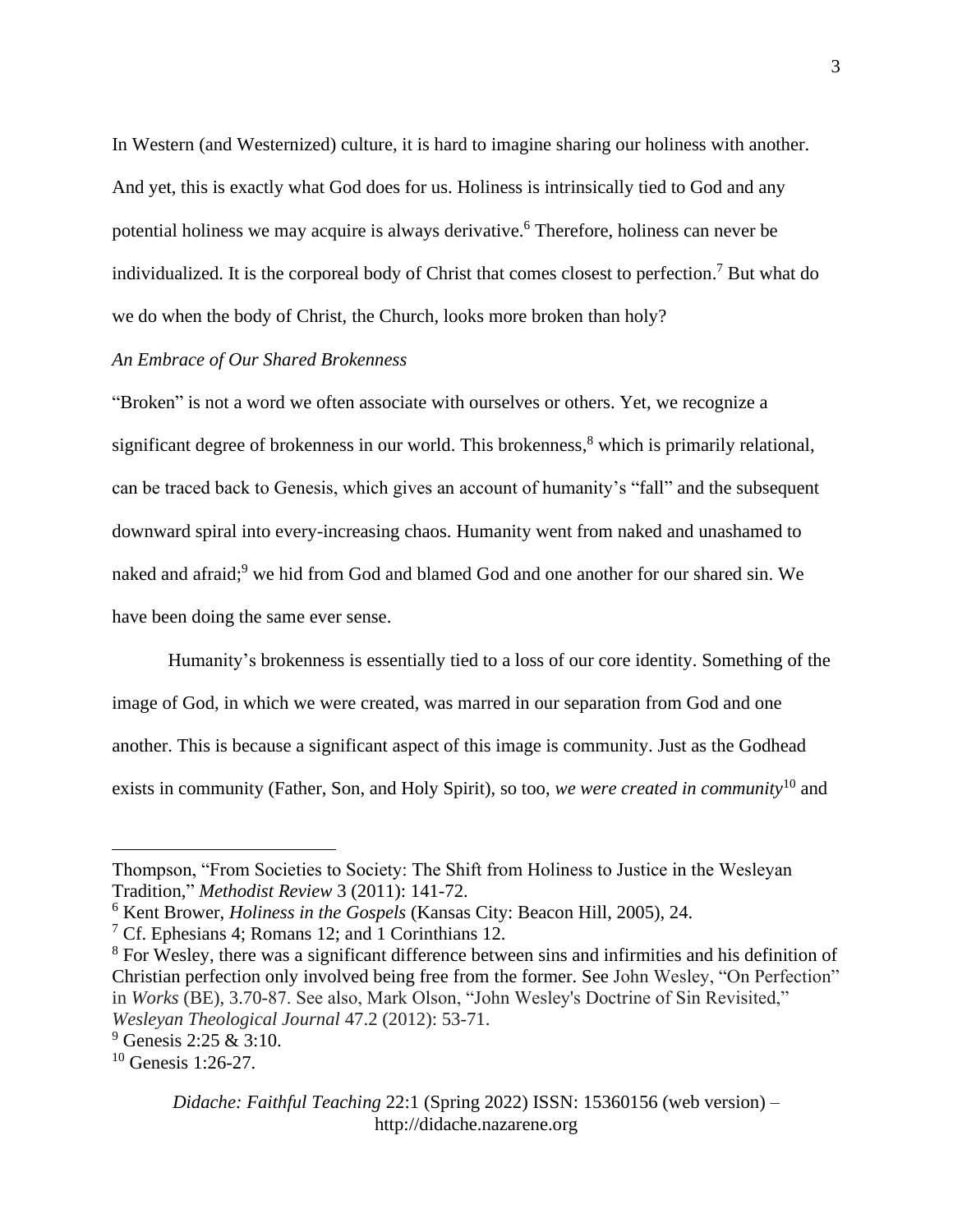In Western (and Westernized) culture, it is hard to imagine sharing our holiness with another. And yet, this is exactly what God does for us. Holiness is intrinsically tied to God and any potential holiness we may acquire is always derivative.[6] Therefore, holiness can never be individualized. It is the corporeal body of Christ that comes closest to perfection.[7] But what do we do when the body of Christ, the Church, looks more broken than holy?

*An Embrace of Our Shared Brokenness*

"Broken" is not a word we often associate with ourselves or others. Yet, we recognize a significant degree of brokenness in our world. This brokenness,[8] which is primarily relational, can be traced back to Genesis, which gives an account of humanity's "fall" and the subsequent downward spiral into every-increasing chaos. Humanity went from naked and unashamed to naked and afraid;[9] we hid from God and blamed God and one another for our shared sin. We have been doing the same ever sense.

Humanity's brokenness is essentially tied to a loss of our core identity. Something of the image of God, in which we were created, was marred in our separation from God and one another. This is because a significant aspect of this image is community. Just as the Godhead exists in community (Father, Son, and Holy Spirit), so too, *we were created in community*[10] and

---

Thompson, "From Societies to Society: The Shift from Holiness to Justice in the Wesleyan Tradition," *Methodist Review* 3 (2011): 141-72.

[6] Kent Brower, *Holiness in the Gospels* (Kansas City: Beacon Hill, 2005), 24.

[7] Cf. Ephesians 4; Romans 12; and 1 Corinthians 12.

[8] For Wesley, there was a significant difference between sins and infirmities and his definition of Christian perfection only involved being free from the former. See John Wesley, "On Perfection" in *Works* (BE), 3.70-87. See also, Mark Olson, "John Wesley's Doctrine of Sin Revisited," *Wesleyan Theological Journal* 47.2 (2012): 53-71.

[9] Genesis 2:25 & 3:10.

[10] Genesis 1:26-27.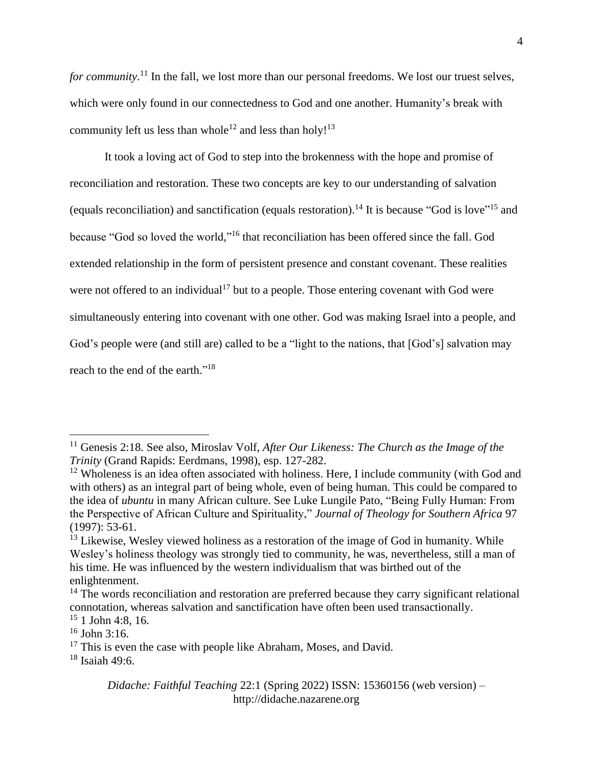*for community*.[11] In the fall, we lost more than our personal freedoms. We lost our truest selves, which were only found in our connectedness to God and one another. Humanity's break with community left us less than whole[12] and less than holy![13]

It took a loving act of God to step into the brokenness with the hope and promise of reconciliation and restoration. These two concepts are key to our understanding of salvation (equals reconciliation) and sanctification (equals restoration).[14] It is because "God is love"[15] and because "God so loved the world,"[16] that reconciliation has been offered since the fall. God extended relationship in the form of persistent presence and constant covenant. These realities were not offered to an individual[17] but to a people. Those entering covenant with God were simultaneously entering into covenant with one other. God was making Israel into a people, and God's people were (and still are) called to be a "light to the nations, that [God's] salvation may reach to the end of the earth."[18]

---

[11] Genesis 2:18. See also, Miroslav Volf, *After Our Likeness: The Church as the Image of the Trinity* (Grand Rapids: Eerdmans, 1998), esp. 127-282.

[12] Wholeness is an idea often associated with holiness. Here, I include community (with God and with others) as an integral part of being whole, even of being human. This could be compared to the idea of *ubuntu* in many African culture. See Luke Lungile Pato, "Being Fully Human: From the Perspective of African Culture and Spirituality," *Journal of Theology for Southern Africa* 97 (1997): 53-61.

[13] Likewise, Wesley viewed holiness as a restoration of the image of God in humanity. While Wesley's holiness theology was strongly tied to community, he was, nevertheless, still a man of his time. He was influenced by the western individualism that was birthed out of the enlightenment.

[14] The words reconciliation and restoration are preferred because they carry significant relational connotation, whereas salvation and sanctification have often been used transactionally.

[15] 1 John 4:8, 16.

[16] John 3:16.

[17] This is even the case with people like Abraham, Moses, and David.

[18] Isaiah 49:6.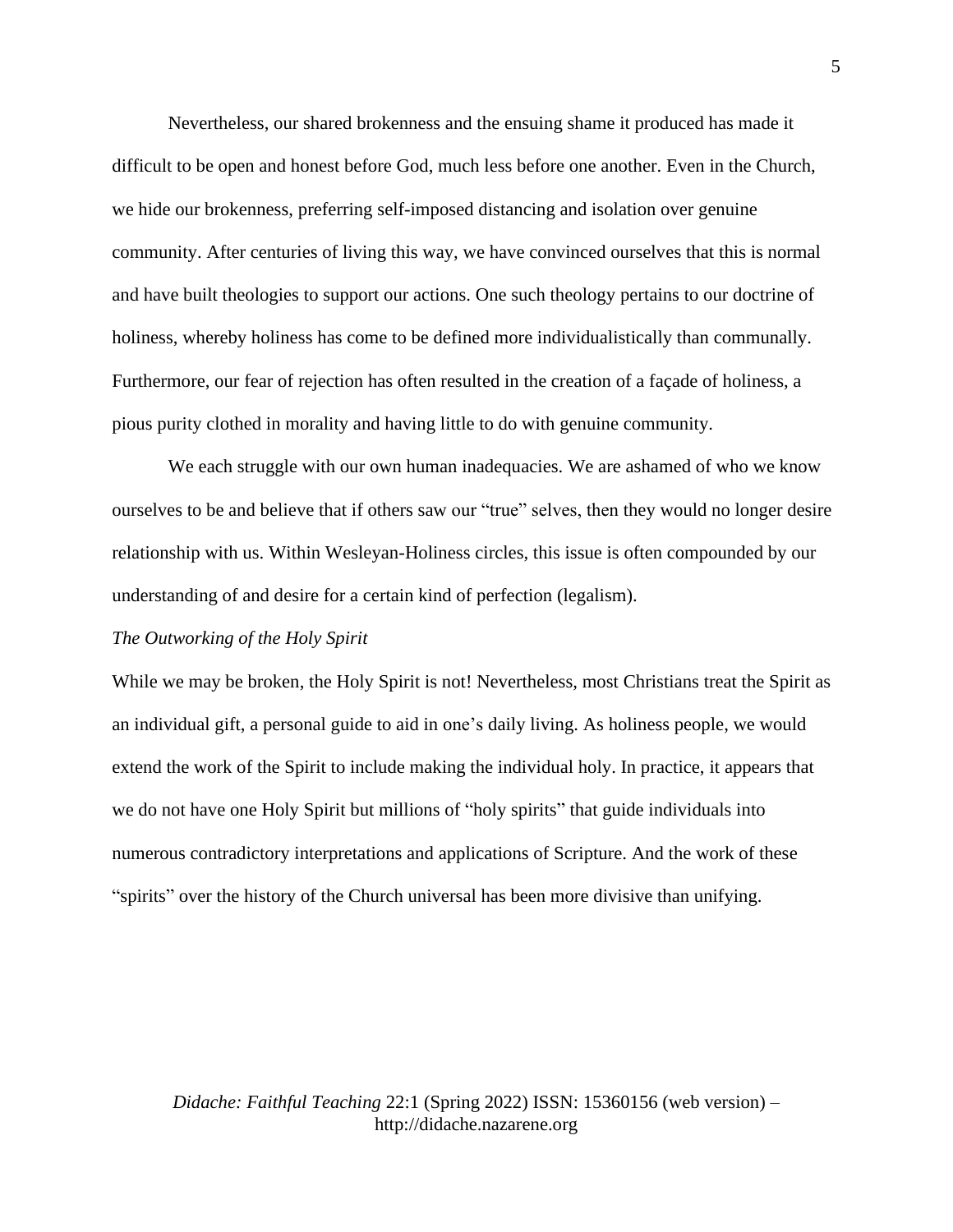Nevertheless, our shared brokenness and the ensuing shame it produced has made it difficult to be open and honest before God, much less before one another. Even in the Church, we hide our brokenness, preferring self-imposed distancing and isolation over genuine community. After centuries of living this way, we have convinced ourselves that this is normal and have built theologies to support our actions. One such theology pertains to our doctrine of holiness, whereby holiness has come to be defined more individualistically than communally. Furthermore, our fear of rejection has often resulted in the creation of a façade of holiness, a pious purity clothed in morality and having little to do with genuine community.

We each struggle with our own human inadequacies. We are ashamed of who we know ourselves to be and believe that if others saw our "true" selves, then they would no longer desire relationship with us. Within Wesleyan-Holiness circles, this issue is often compounded by our understanding of and desire for a certain kind of perfection (legalism).

### *The Outworking of the Holy Spirit*

While we may be broken, the Holy Spirit is not! Nevertheless, most Christians treat the Spirit as an individual gift, a personal guide to aid in one's daily living. As holiness people, we would extend the work of the Spirit to include making the individual holy. In practice, it appears that we do not have one Holy Spirit but millions of "holy spirits" that guide individuals into numerous contradictory interpretations and applications of Scripture. And the work of these "spirits" over the history of the Church universal has been more divisive than unifying.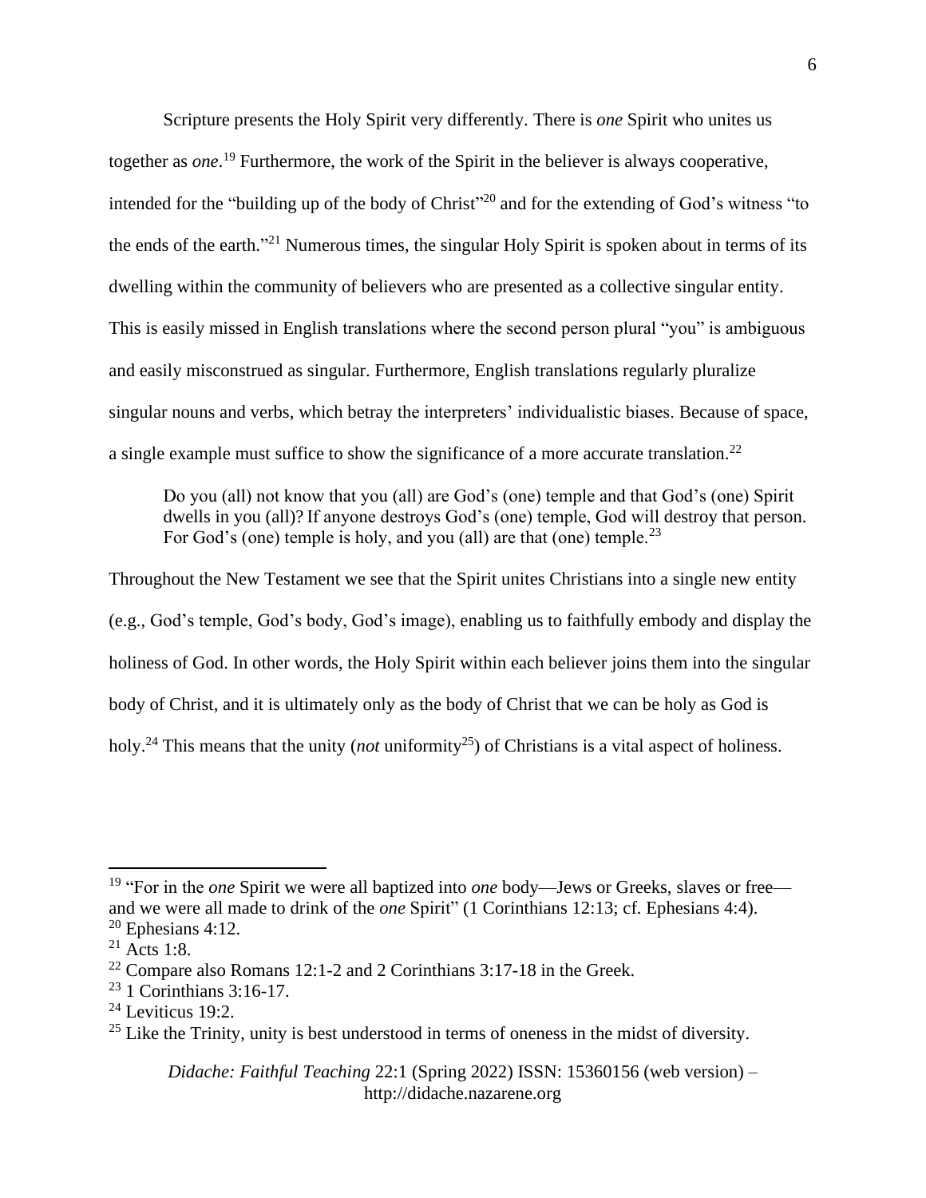Scripture presents the Holy Spirit very differently. There is *one* Spirit who unites us together as *one*.[19] Furthermore, the work of the Spirit in the believer is always cooperative, intended for the "building up of the body of Christ"[20] and for the extending of God's witness "to the ends of the earth."[21] Numerous times, the singular Holy Spirit is spoken about in terms of its dwelling within the community of believers who are presented as a collective singular entity. This is easily missed in English translations where the second person plural "you" is ambiguous and easily misconstrued as singular. Furthermore, English translations regularly pluralize singular nouns and verbs, which betray the interpreters' individualistic biases. Because of space, a single example must suffice to show the significance of a more accurate translation.[22]

> Do you (all) not know that you (all) are God's (one) temple and that God's (one) Spirit dwells in you (all)? If anyone destroys God's (one) temple, God will destroy that person. For God's (one) temple is holy, and you (all) are that (one) temple.[23]

Throughout the New Testament we see that the Spirit unites Christians into a single new entity (e.g., God's temple, God's body, God's image), enabling us to faithfully embody and display the holiness of God. In other words, the Holy Spirit within each believer joins them into the singular body of Christ, and it is ultimately only as the body of Christ that we can be holy as God is holy.[24] This means that the unity (*not* uniformity[25]) of Christians is a vital aspect of holiness.

---

[19] "For in the *one* Spirit we were all baptized into *one* body—Jews or Greeks, slaves or free—and we were all made to drink of the *one* Spirit" (1 Corinthians 12:13; cf. Ephesians 4:4).

[20] Ephesians 4:12.

[21] Acts 1:8.

[22] Compare also Romans 12:1-2 and 2 Corinthians 3:17-18 in the Greek.

[23] 1 Corinthians 3:16-17.

[24] Leviticus 19:2.

[25] Like the Trinity, unity is best understood in terms of oneness in the midst of diversity.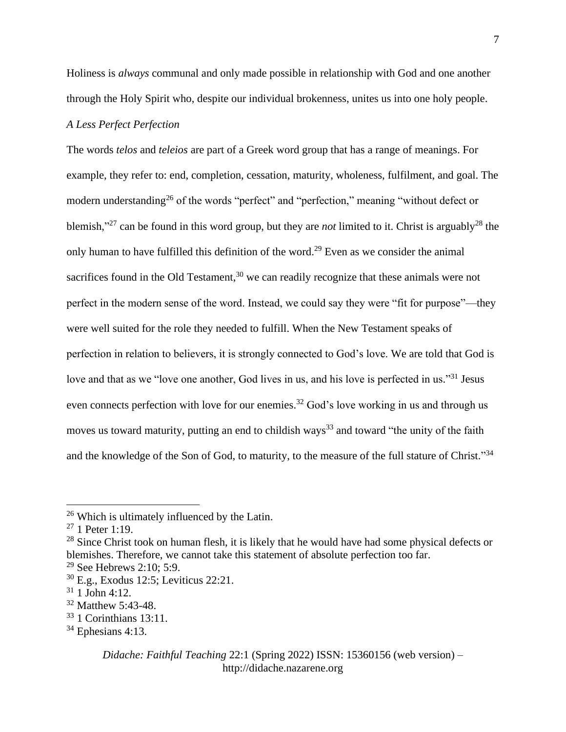Holiness is *always* communal and only made possible in relationship with God and one another through the Holy Spirit who, despite our individual brokenness, unites us into one holy people.

### *A Less Perfect Perfection*

The words *telos* and *teleios* are part of a Greek word group that has a range of meanings. For example, they refer to: end, completion, cessation, maturity, wholeness, fulfilment, and goal. The modern understanding[26] of the words "perfect" and "perfection," meaning "without defect or blemish,"[27] can be found in this word group, but they are *not* limited to it. Christ is arguably[28] the only human to have fulfilled this definition of the word.[29] Even as we consider the animal sacrifices found in the Old Testament,[30] we can readily recognize that these animals were not perfect in the modern sense of the word. Instead, we could say they were "fit for purpose"—they were well suited for the role they needed to fulfill. When the New Testament speaks of perfection in relation to believers, it is strongly connected to God's love. We are told that God is love and that as we "love one another, God lives in us, and his love is perfected in us."[31] Jesus even connects perfection with love for our enemies.[32] God's love working in us and through us moves us toward maturity, putting an end to childish ways[33] and toward "the unity of the faith and the knowledge of the Son of God, to maturity, to the measure of the full stature of Christ."[34]

---

[26] Which is ultimately influenced by the Latin.

[27] 1 Peter 1:19.

[28] Since Christ took on human flesh, it is likely that he would have had some physical defects or blemishes. Therefore, we cannot take this statement of absolute perfection too far.

[29] See Hebrews 2:10; 5:9.

[30] E.g., Exodus 12:5; Leviticus 22:21.

[31] 1 John 4:12.

[32] Matthew 5:43-48.

[33] 1 Corinthians 13:11.

[34] Ephesians 4:13.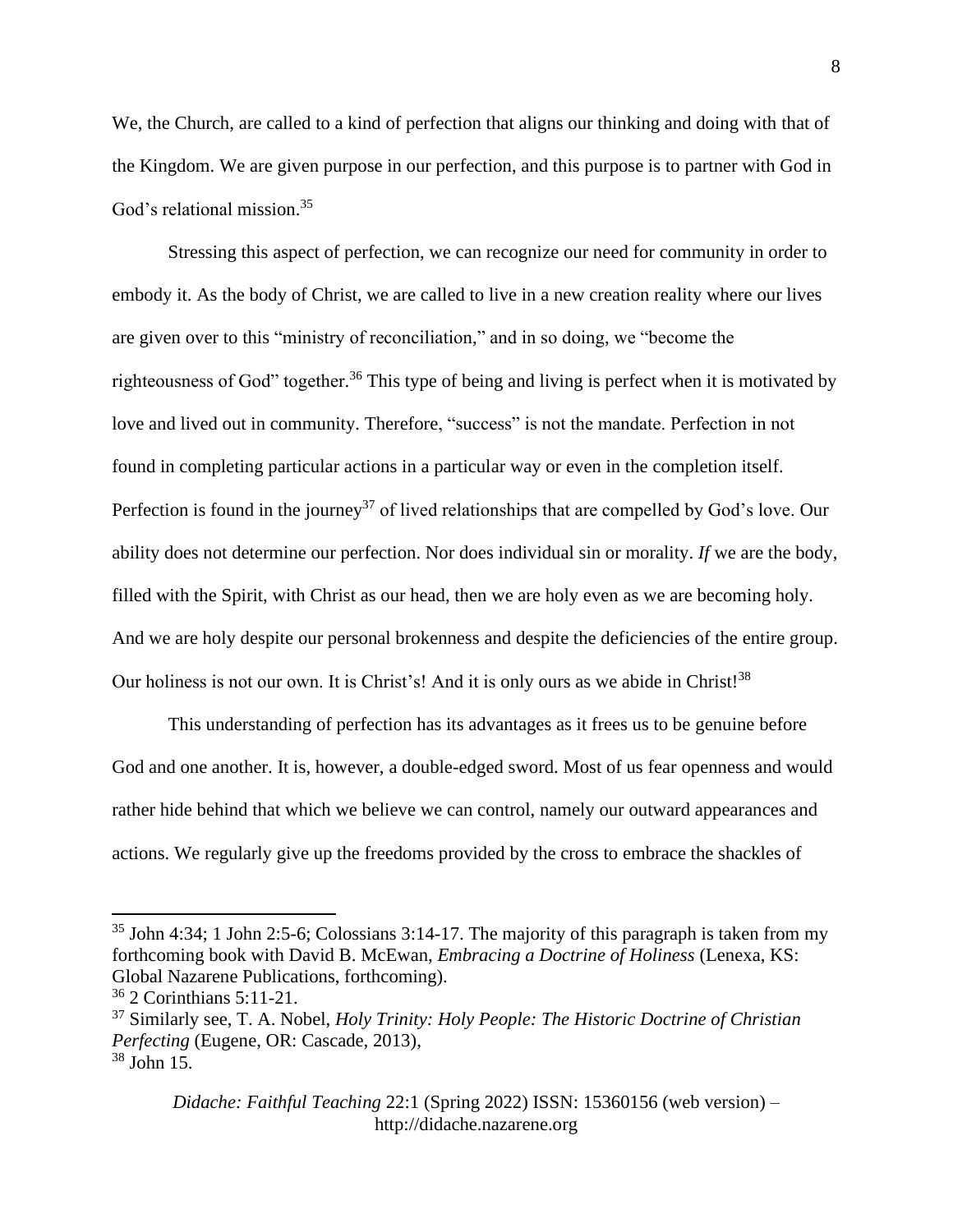We, the Church, are called to a kind of perfection that aligns our thinking and doing with that of the Kingdom. We are given purpose in our perfection, and this purpose is to partner with God in God's relational mission.[35]

Stressing this aspect of perfection, we can recognize our need for community in order to embody it. As the body of Christ, we are called to live in a new creation reality where our lives are given over to this "ministry of reconciliation," and in so doing, we "become the righteousness of God" together.[36] This type of being and living is perfect when it is motivated by love and lived out in community. Therefore, "success" is not the mandate. Perfection in not found in completing particular actions in a particular way or even in the completion itself. Perfection is found in the journey[37] of lived relationships that are compelled by God's love. Our ability does not determine our perfection. Nor does individual sin or morality. *If* we are the body, filled with the Spirit, with Christ as our head, then we are holy even as we are becoming holy. And we are holy despite our personal brokenness and despite the deficiencies of the entire group. Our holiness is not our own. It is Christ's! And it is only ours as we abide in Christ![38]

This understanding of perfection has its advantages as it frees us to be genuine before God and one another. It is, however, a double-edged sword. Most of us fear openness and would rather hide behind that which we believe we can control, namely our outward appearances and actions. We regularly give up the freedoms provided by the cross to embrace the shackles of

---

[35] John 4:34; 1 John 2:5-6; Colossians 3:14-17. The majority of this paragraph is taken from my forthcoming book with David B. McEwan, *Embracing a Doctrine of Holiness* (Lenexa, KS: Global Nazarene Publications, forthcoming).

[36] 2 Corinthians 5:11-21.

[37] Similarly see, T. A. Nobel, *Holy Trinity: Holy People: The Historic Doctrine of Christian Perfecting* (Eugene, OR: Cascade, 2013),

[38] John 15.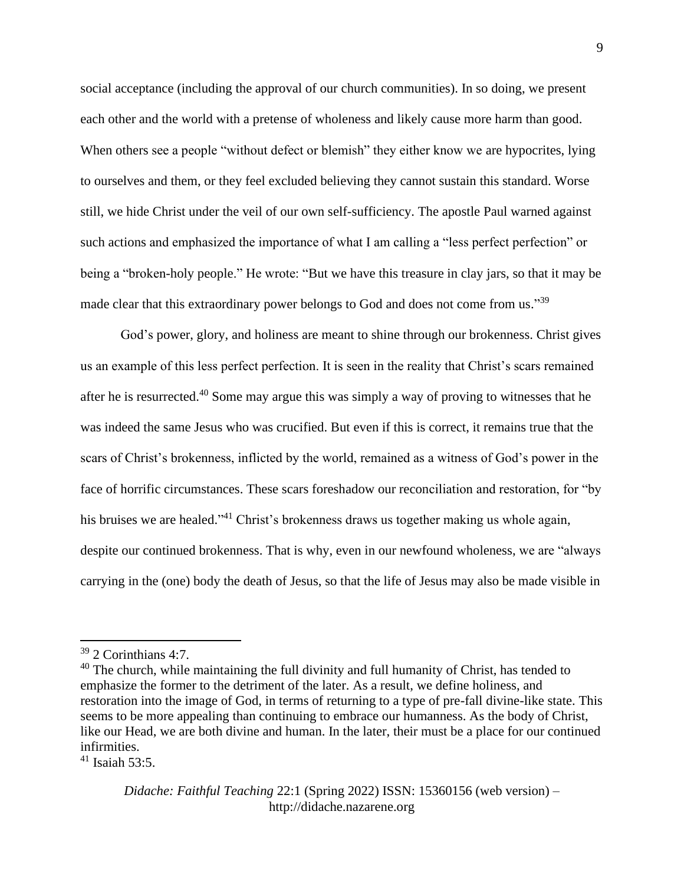social acceptance (including the approval of our church communities). In so doing, we present each other and the world with a pretense of wholeness and likely cause more harm than good. When others see a people "without defect or blemish" they either know we are hypocrites, lying to ourselves and them, or they feel excluded believing they cannot sustain this standard. Worse still, we hide Christ under the veil of our own self-sufficiency. The apostle Paul warned against such actions and emphasized the importance of what I am calling a "less perfect perfection" or being a "broken-holy people." He wrote: "But we have this treasure in clay jars, so that it may be made clear that this extraordinary power belongs to God and does not come from us."[39]

God's power, glory, and holiness are meant to shine through our brokenness. Christ gives us an example of this less perfect perfection. It is seen in the reality that Christ's scars remained after he is resurrected.[40] Some may argue this was simply a way of proving to witnesses that he was indeed the same Jesus who was crucified. But even if this is correct, it remains true that the scars of Christ's brokenness, inflicted by the world, remained as a witness of God's power in the face of horrific circumstances. These scars foreshadow our reconciliation and restoration, for "by his bruises we are healed."[41] Christ's brokenness draws us together making us whole again, despite our continued brokenness. That is why, even in our newfound wholeness, we are "always carrying in the (one) body the death of Jesus, so that the life of Jesus may also be made visible in

---

[39] 2 Corinthians 4:7.

[40] The church, while maintaining the full divinity and full humanity of Christ, has tended to emphasize the former to the detriment of the later. As a result, we define holiness, and restoration into the image of God, in terms of returning to a type of pre-fall divine-like state. This seems to be more appealing than continuing to embrace our humanness. As the body of Christ, like our Head, we are both divine and human. In the later, their must be a place for our continued infirmities.

[41] Isaiah 53:5.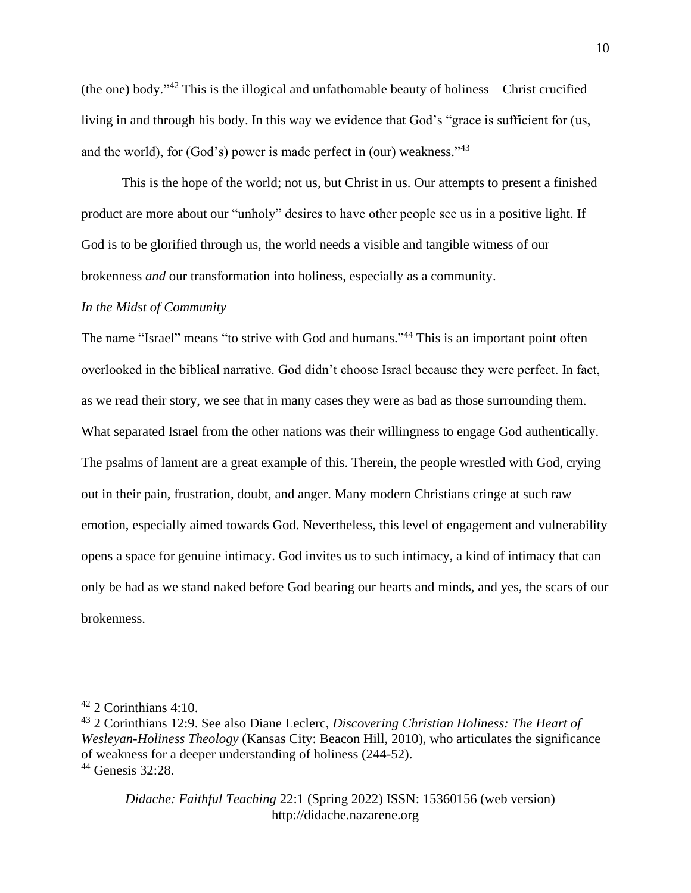(the one) body."[42] This is the illogical and unfathomable beauty of holiness—Christ crucified living in and through his body. In this way we evidence that God's "grace is sufficient for (us, and the world), for (God's) power is made perfect in (our) weakness."[43]

This is the hope of the world; not us, but Christ in us. Our attempts to present a finished product are more about our "unholy" desires to have other people see us in a positive light. If God is to be glorified through us, the world needs a visible and tangible witness of our brokenness *and* our transformation into holiness, especially as a community.

*In the Midst of Community*

The name "Israel" means "to strive with God and humans."[44] This is an important point often overlooked in the biblical narrative. God didn't choose Israel because they were perfect. In fact, as we read their story, we see that in many cases they were as bad as those surrounding them. What separated Israel from the other nations was their willingness to engage God authentically. The psalms of lament are a great example of this. Therein, the people wrestled with God, crying out in their pain, frustration, doubt, and anger. Many modern Christians cringe at such raw emotion, especially aimed towards God. Nevertheless, this level of engagement and vulnerability opens a space for genuine intimacy. God invites us to such intimacy, a kind of intimacy that can only be had as we stand naked before God bearing our hearts and minds, and yes, the scars of our brokenness.

---

[42] 2 Corinthians 4:10.

[43] 2 Corinthians 12:9. See also Diane Leclerc, *Discovering Christian Holiness: The Heart of Wesleyan-Holiness Theology* (Kansas City: Beacon Hill, 2010), who articulates the significance of weakness for a deeper understanding of holiness (244-52).

[44] Genesis 32:28.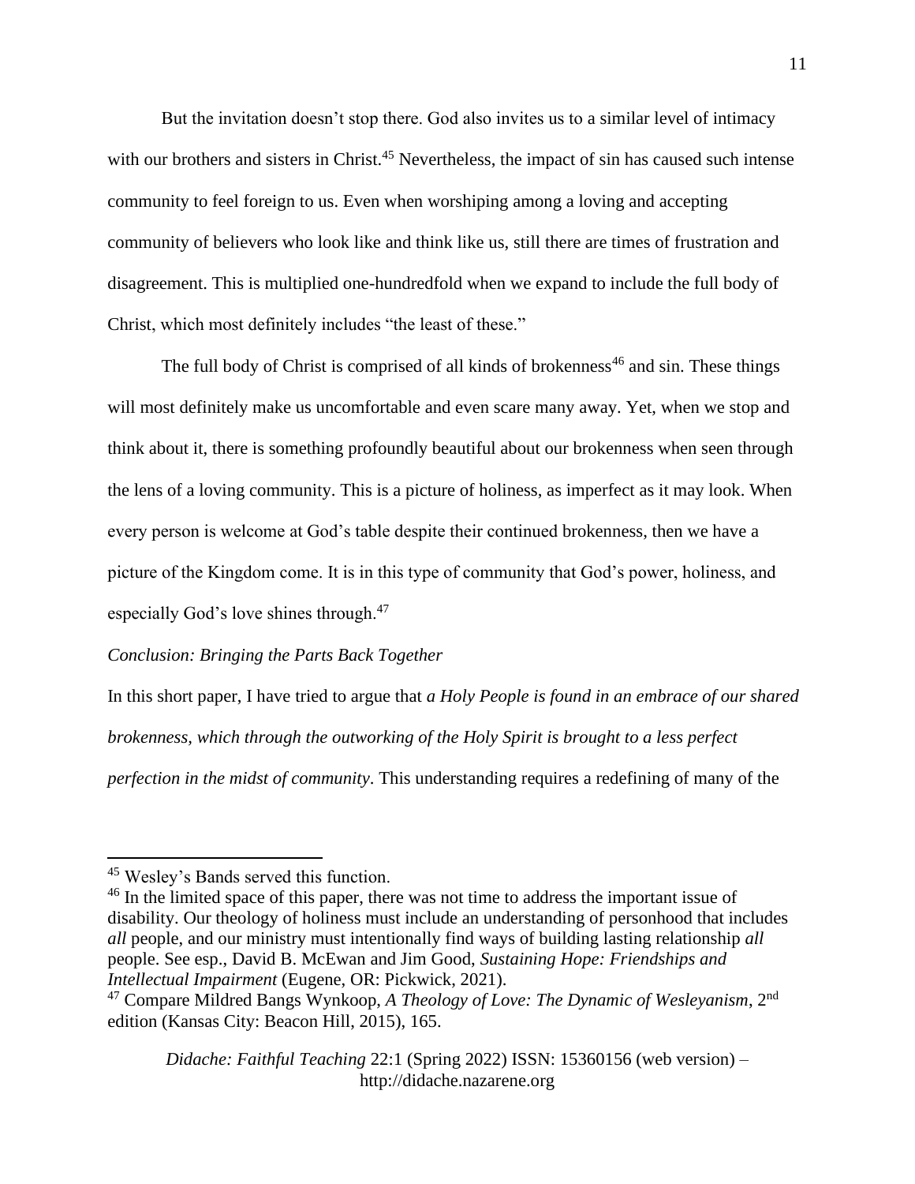But the invitation doesn't stop there. God also invites us to a similar level of intimacy with our brothers and sisters in Christ.[45] Nevertheless, the impact of sin has caused such intense community to feel foreign to us. Even when worshiping among a loving and accepting community of believers who look like and think like us, still there are times of frustration and disagreement. This is multiplied one-hundredfold when we expand to include the full body of Christ, which most definitely includes "the least of these."

The full body of Christ is comprised of all kinds of brokenness[46] and sin. These things will most definitely make us uncomfortable and even scare many away. Yet, when we stop and think about it, there is something profoundly beautiful about our brokenness when seen through the lens of a loving community. This is a picture of holiness, as imperfect as it may look. When every person is welcome at God's table despite their continued brokenness, then we have a picture of the Kingdom come. It is in this type of community that God's power, holiness, and especially God's love shines through.[47]

### *Conclusion: Bringing the Parts Back Together*

In this short paper, I have tried to argue that *a Holy People is found in an embrace of our shared brokenness, which through the outworking of the Holy Spirit is brought to a less perfect perfection in the midst of community*. This understanding requires a redefining of many of the

---

[45] Wesley's Bands served this function.

[46] In the limited space of this paper, there was not time to address the important issue of disability. Our theology of holiness must include an understanding of personhood that includes *all* people, and our ministry must intentionally find ways of building lasting relationship *all* people. See esp., David B. McEwan and Jim Good, *Sustaining Hope: Friendships and Intellectual Impairment* (Eugene, OR: Pickwick, 2021).

[47] Compare Mildred Bangs Wynkoop, *A Theology of Love: The Dynamic of Wesleyanism*, 2nd edition (Kansas City: Beacon Hill, 2015), 165.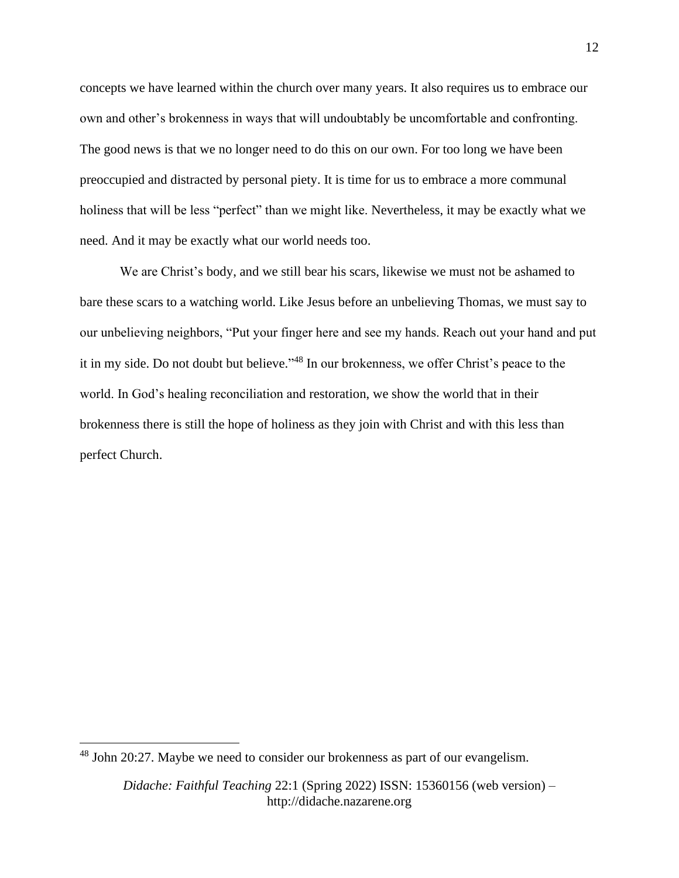concepts we have learned within the church over many years. It also requires us to embrace our own and other's brokenness in ways that will undoubtably be uncomfortable and confronting. The good news is that we no longer need to do this on our own. For too long we have been preoccupied and distracted by personal piety. It is time for us to embrace a more communal holiness that will be less "perfect" than we might like. Nevertheless, it may be exactly what we need. And it may be exactly what our world needs too.

We are Christ's body, and we still bear his scars, likewise we must not be ashamed to bare these scars to a watching world. Like Jesus before an unbelieving Thomas, we must say to our unbelieving neighbors, "Put your finger here and see my hands. Reach out your hand and put it in my side. Do not doubt but believe."[48] In our brokenness, we offer Christ's peace to the world. In God's healing reconciliation and restoration, we show the world that in their brokenness there is still the hope of holiness as they join with Christ and with this less than perfect Church.

---

[48] John 20:27. Maybe we need to consider our brokenness as part of our evangelism.